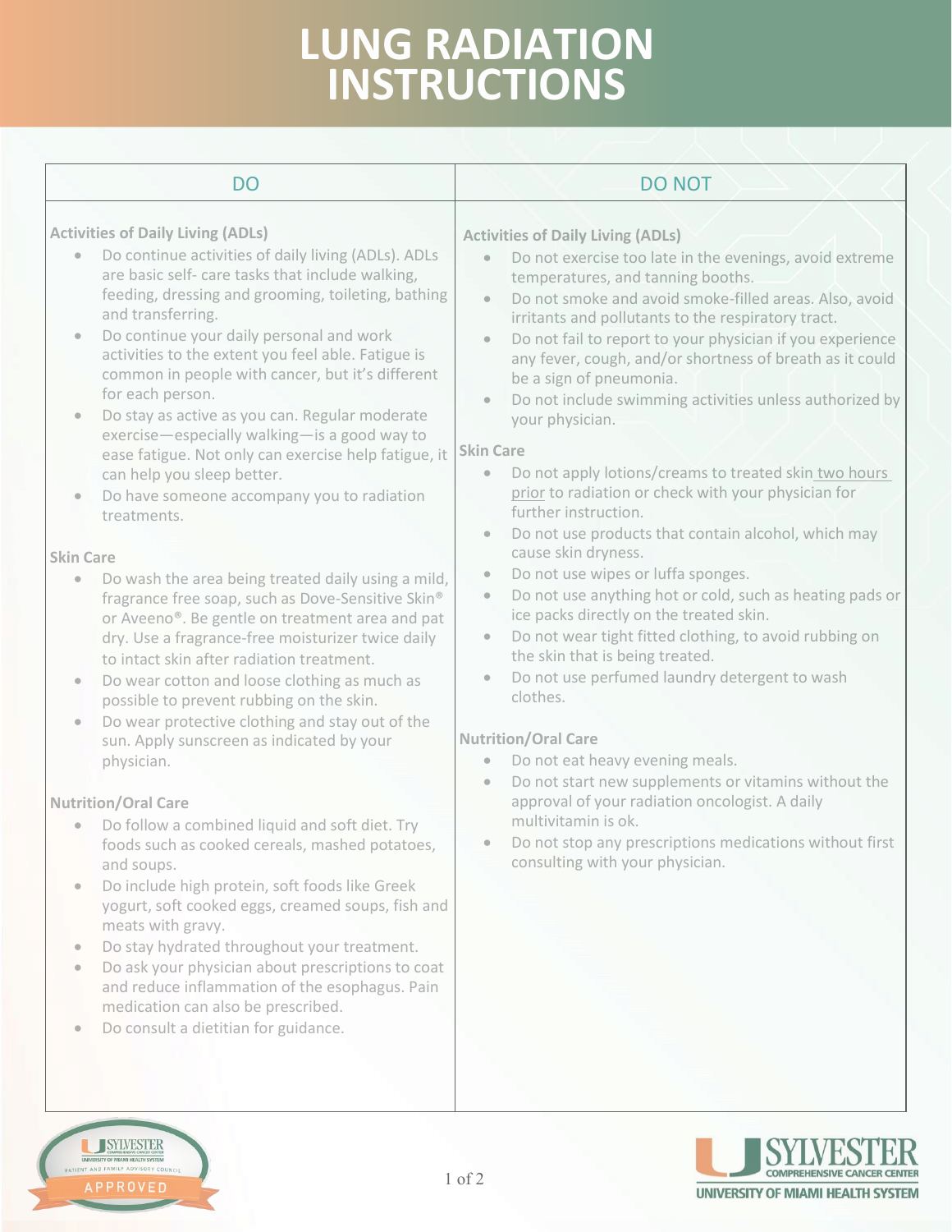# LUNG RADIATION INSTRUCTIONS

## DO

**Activities of Daily Living (ADLs)**

- Do continue activities of daily living (ADLs). ADLs are basic self- care tasks that include walking, feeding, dressing and grooming, toileting, bathing and transferring.
- Do continue your daily personal and work activities to the extent you feel able. Fatigue is common in people with cancer, but it's different for each person.
- Do stay as active as you can. Regular moderate exercise—especially walking—is a good way to ease fatigue. Not only can exercise help fatigue, it can help you sleep better.
- Do have someone accompany you to radiation treatments.

**Skin Care**

- Do wash the area being treated daily using a mild, fragrance free soap, such as Dove-Sensitive Skin® or Aveeno®. Be gentle on treatment area and pat dry. Use a fragrance-free moisturizer twice daily to intact skin after radiation treatment.
- Do wear cotton and loose clothing as much as possible to prevent rubbing on the skin.
- Do wear protective clothing and stay out of the sun. Apply sunscreen as indicated by your physician.

**Nutrition/Oral Care**

- Do follow a combined liquid and soft diet. Try foods such as cooked cereals, mashed potatoes, and soups.
- Do include high protein, soft foods like Greek yogurt, soft cooked eggs, creamed soups, fish and meats with gravy.
- Do stay hydrated throughout your treatment.
- Do ask your physician about prescriptions to coat and reduce inflammation of the esophagus. Pain medication can also be prescribed.
- Do consult a dietitian for guidance.

## DO NOT

**Activities of Daily Living (ADLs)**

- Do not exercise too late in the evenings, avoid extreme temperatures, and tanning booths.
- Do not smoke and avoid smoke-filled areas. Also, avoid irritants and pollutants to the respiratory tract.
- Do not fail to report to your physician if you experience any fever, cough, and/or shortness of breath as it could be a sign of pneumonia.
- Do not include swimming activities unless authorized by your physician.

**Skin Care**

- Do not apply lotions/creams to treated skin <u>two hours prior</u> to radiation or check with your physician for further instruction.
- Do not use products that contain alcohol, which may cause skin dryness.
- Do not use wipes or luffa sponges.
- Do not use anything hot or cold, such as heating pads or ice packs directly on the treated skin.
- Do not wear tight fitted clothing, to avoid rubbing on the skin that is being treated.
- Do not use perfumed laundry detergent to wash clothes.

**Nutrition/Oral Care**

- Do not eat heavy evening meals.
- Do not start new supplements or vitamins without the approval of your radiation oncologist. A daily multivitamin is ok.
- Do not stop any prescriptions medications without first consulting with your physician.

SYLVESTER COMPREHENSIVE CANCER CENTER — UNIVERSITY OF MIAMI HEALTH SYSTEM — PATIENT AND FAMILY ADVISORY COUNCIL APPROVED

SYLVESTER COMPREHENSIVE CANCER CENTER — UNIVERSITY OF MIAMI HEALTH SYSTEM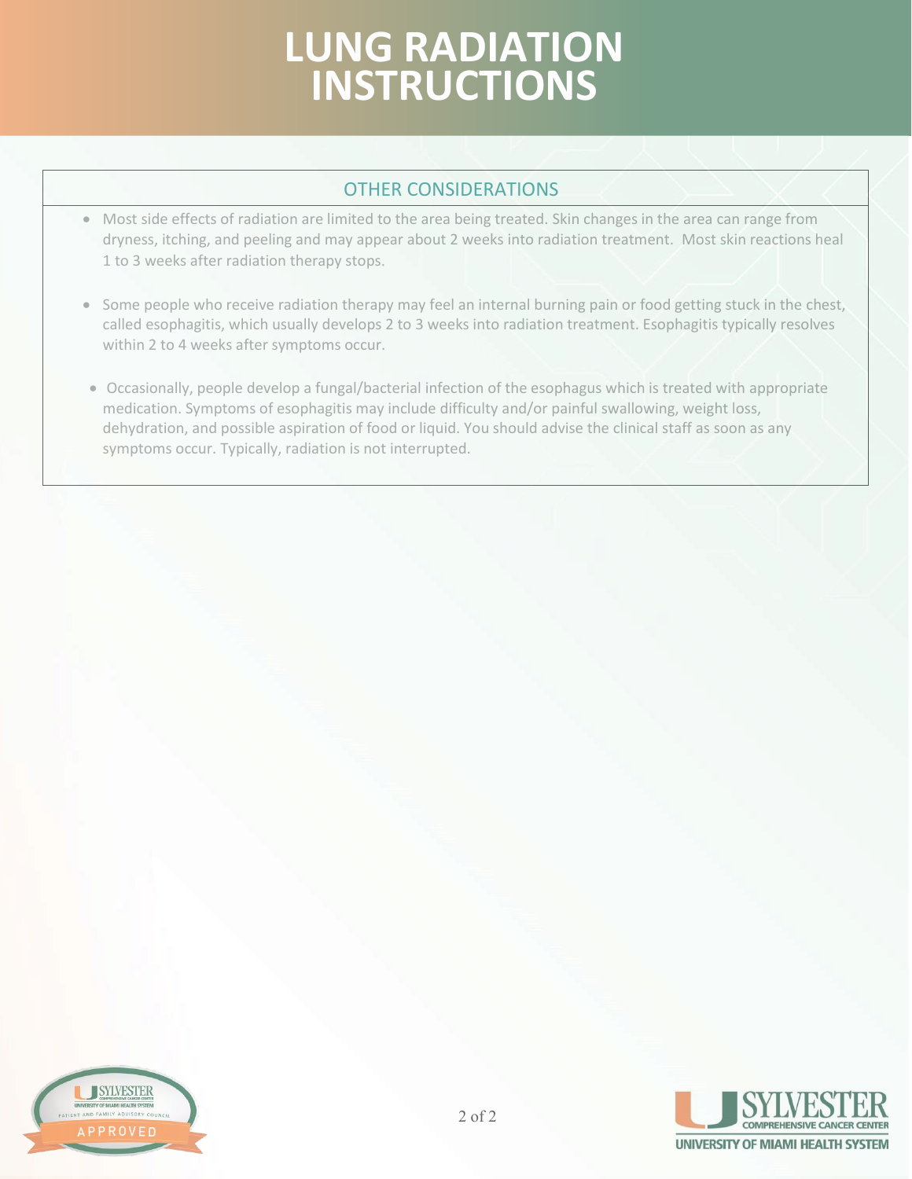# LUNG RADIATION INSTRUCTIONS

## OTHER CONSIDERATIONS

- Most side effects of radiation are limited to the area being treated. Skin changes in the area can range from dryness, itching, and peeling and may appear about 2 weeks into radiation treatment. Most skin reactions heal 1 to 3 weeks after radiation therapy stops.

- Some people who receive radiation therapy may feel an internal burning pain or food getting stuck in the chest, called esophagitis, which usually develops 2 to 3 weeks into radiation treatment. Esophagitis typically resolves within 2 to 4 weeks after symptoms occur.

- Occasionally, people develop a fungal/bacterial infection of the esophagus which is treated with appropriate medication. Symptoms of esophagitis may include difficulty and/or painful swallowing, weight loss, dehydration, and possible aspiration of food or liquid. You should advise the clinical staff as soon as any symptoms occur. Typically, radiation is not interrupted.